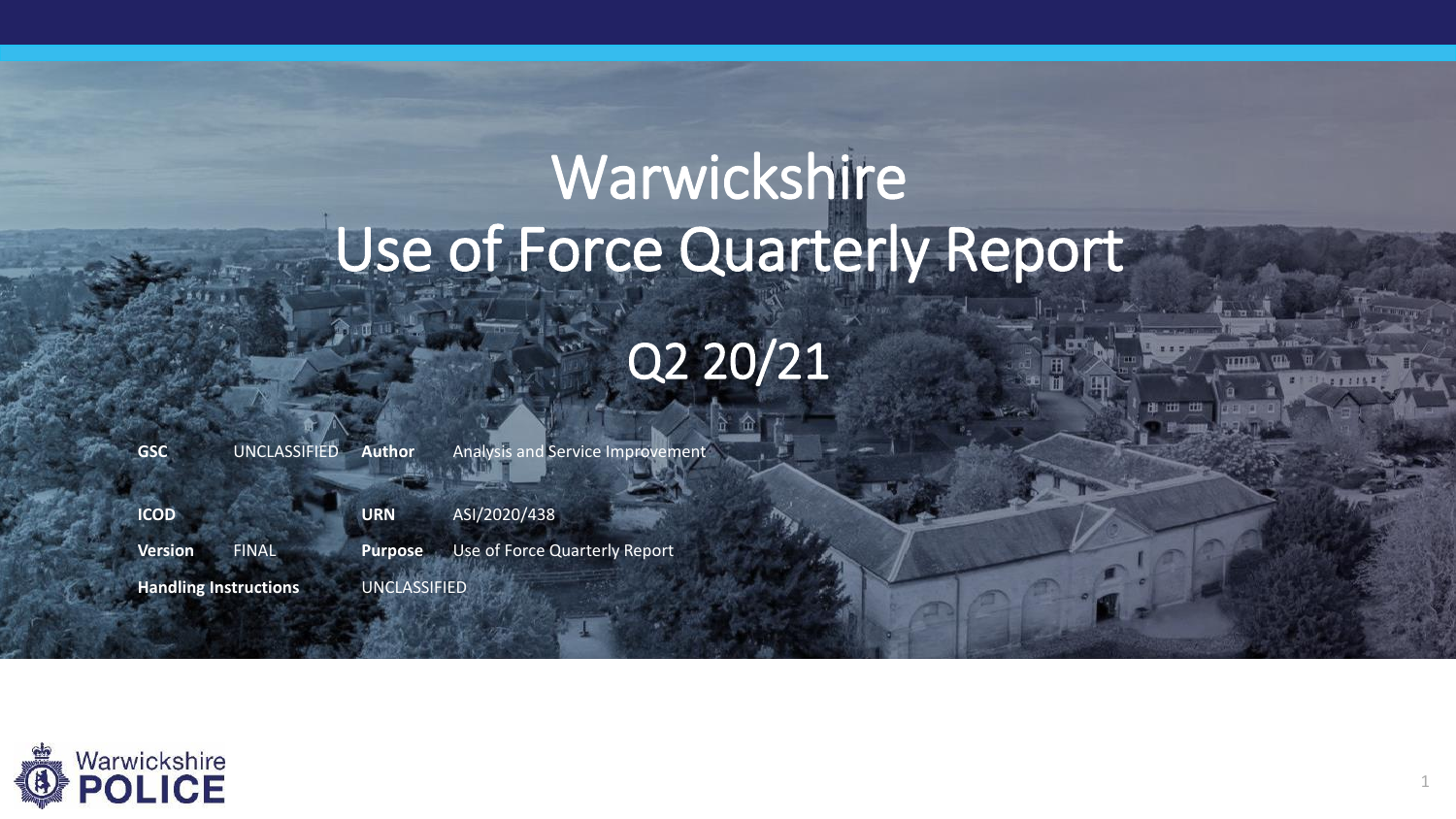# Warwickshire Use of Force Quarterly Report

## Q2 20/21

| | | | |
|---|---|---|---|
| **GSC** | UNCLASSIFIED | **Author** | Analysis and Service Improvement |
| **ICOD** | | **URN** | ASI/2020/438 |
| **Version** | FINAL | **Purpose** | Use of Force Quarterly Report |
| **Handling Instructions** | | UNCLASSIFIED | |

Warwickshire POLICE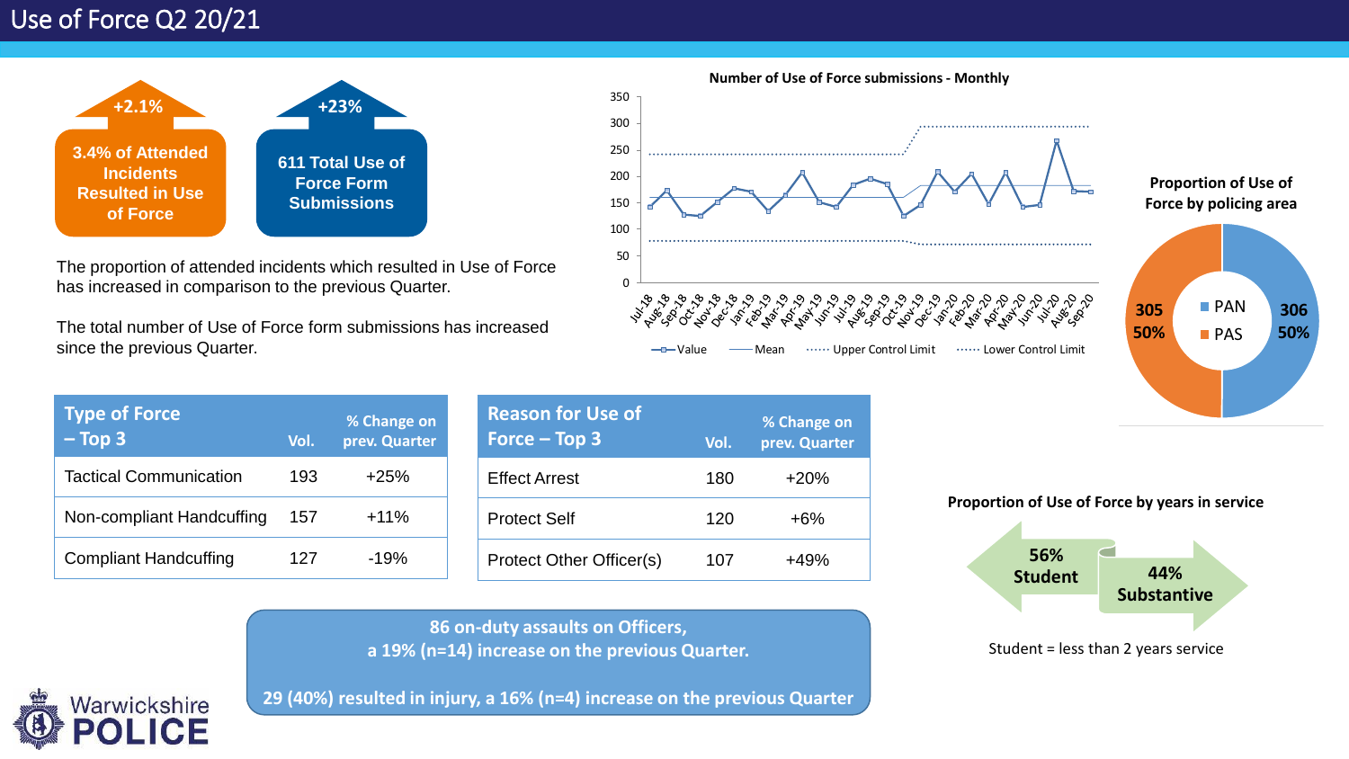# Use of Force Q2 20/21

**+2.1%**

**3.4% of Attended Incidents Resulted in Use of Force**

**+23%**

**611 Total Use of Force Form Submissions**

The proportion of attended incidents which resulted in Use of Force has increased in comparison to the previous Quarter.

The total number of Use of Force form submissions has increased since the previous Quarter.

**Number of Use of Force submissions - Monthly**

Legend: Value, Mean, Upper Control Limit, Lower Control Limit

**Proportion of Use of Force by policing area**

| Area | Count | % |
|---|---|---|
| PAN | 306 | 50% |
| PAS | 305 | 50% |

| Type of Force – Top 3 | Vol. | % Change on prev. Quarter |
|---|---|---|
| Tactical Communication | 193 | +25% |
| Non-compliant Handcuffing | 157 | +11% |
| Compliant Handcuffing | 127 | -19% |

| Reason for Use of Force – Top 3 | Vol. | % Change on prev. Quarter |
|---|---|---|
| Effect Arrest | 180 | +20% |
| Protect Self | 120 | +6% |
| Protect Other Officer(s) | 107 | +49% |

**Proportion of Use of Force by years in service**

**56% Student**

**44% Substantive**

Student = less than 2 years service

**86 on-duty assaults on Officers, a 19% (n=14) increase on the previous Quarter.**

**29 (40%) resulted in injury, a 16% (n=4) increase on the previous Quarter**

Warwickshire POLICE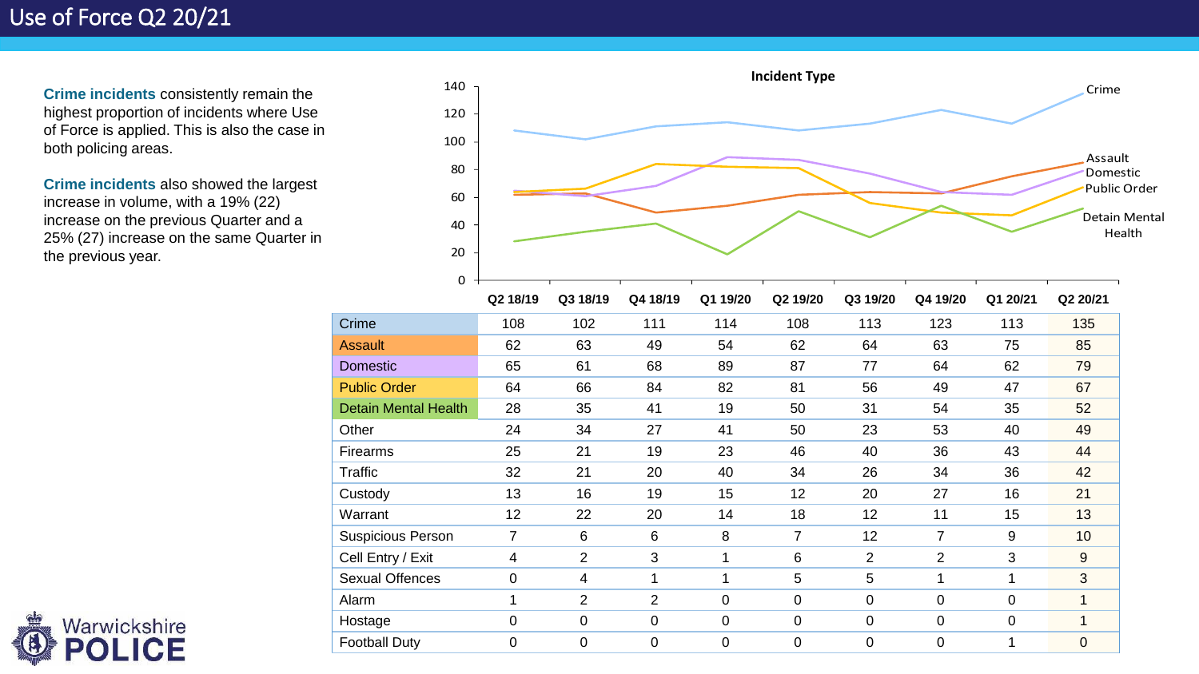# Use of Force Q2 20/21

**Crime incidents** consistently remain the highest proportion of incidents where Use of Force is applied. This is also the case in both policing areas.

**Crime incidents** also showed the largest increase in volume, with a 19% (22) increase on the previous Quarter and a 25% (27) increase on the same Quarter in the previous year.

**Incident Type**

| | Q2 18/19 | Q3 18/19 | Q4 18/19 | Q1 19/20 | Q2 19/20 | Q3 19/20 | Q4 19/20 | Q1 20/21 | Q2 20/21 |
|---|---|---|---|---|---|---|---|---|---|
| Crime | 108 | 102 | 111 | 114 | 108 | 113 | 123 | 113 | 135 |
| Assault | 62 | 63 | 49 | 54 | 62 | 64 | 63 | 75 | 85 |
| Domestic | 65 | 61 | 68 | 89 | 87 | 77 | 64 | 62 | 79 |
| Public Order | 64 | 66 | 84 | 82 | 81 | 56 | 49 | 47 | 67 |
| Detain Mental Health | 28 | 35 | 41 | 19 | 50 | 31 | 54 | 35 | 52 |
| Other | 24 | 34 | 27 | 41 | 50 | 23 | 53 | 40 | 49 |
| Firearms | 25 | 21 | 19 | 23 | 46 | 40 | 36 | 43 | 44 |
| Traffic | 32 | 21 | 20 | 40 | 34 | 26 | 34 | 36 | 42 |
| Custody | 13 | 16 | 19 | 15 | 12 | 20 | 27 | 16 | 21 |
| Warrant | 12 | 22 | 20 | 14 | 18 | 12 | 11 | 15 | 13 |
| Suspicious Person | 7 | 6 | 6 | 8 | 7 | 12 | 7 | 9 | 10 |
| Cell Entry / Exit | 4 | 2 | 3 | 1 | 6 | 2 | 2 | 3 | 9 |
| Sexual Offences | 0 | 4 | 1 | 1 | 5 | 5 | 1 | 1 | 3 |
| Alarm | 1 | 2 | 2 | 0 | 0 | 0 | 0 | 0 | 1 |
| Hostage | 0 | 0 | 0 | 0 | 0 | 0 | 0 | 0 | 1 |
| Football Duty | 0 | 0 | 0 | 0 | 0 | 0 | 0 | 1 | 0 |

Warwickshire POLICE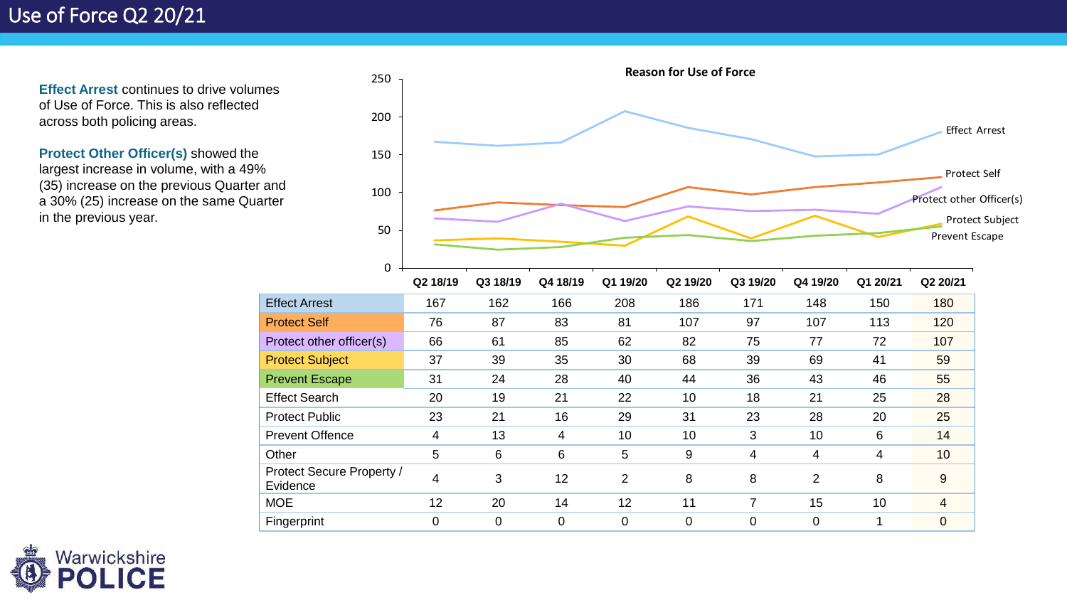# Use of Force Q2 20/21

**Effect Arrest** continues to drive volumes of Use of Force. This is also reflected across both policing areas.

**Protect Other Officer(s)** showed the largest increase in volume, with a 49% (35) increase on the previous Quarter and a 30% (25) increase on the same Quarter in the previous year.

**Reason for Use of Force**

| | Q2 18/19 | Q3 18/19 | Q4 18/19 | Q1 19/20 | Q2 19/20 | Q3 19/20 | Q4 19/20 | Q1 20/21 | Q2 20/21 |
|---|---|---|---|---|---|---|---|---|---|
| Effect Arrest | 167 | 162 | 166 | 208 | 186 | 171 | 148 | 150 | 180 |
| Protect Self | 76 | 87 | 83 | 81 | 107 | 97 | 107 | 113 | 120 |
| Protect other officer(s) | 66 | 61 | 85 | 62 | 82 | 75 | 77 | 72 | 107 |
| Protect Subject | 37 | 39 | 35 | 30 | 68 | 39 | 69 | 41 | 59 |
| Prevent Escape | 31 | 24 | 28 | 40 | 44 | 36 | 43 | 46 | 55 |
| Effect Search | 20 | 19 | 21 | 22 | 10 | 18 | 21 | 25 | 28 |
| Protect Public | 23 | 21 | 16 | 29 | 31 | 23 | 28 | 20 | 25 |
| Prevent Offence | 4 | 13 | 4 | 10 | 10 | 3 | 10 | 6 | 14 |
| Other | 5 | 6 | 6 | 5 | 9 | 4 | 4 | 4 | 10 |
| Protect Secure Property / Evidence | 4 | 3 | 12 | 2 | 8 | 8 | 2 | 8 | 9 |
| MOE | 12 | 20 | 14 | 12 | 11 | 7 | 15 | 10 | 4 |
| Fingerprint | 0 | 0 | 0 | 0 | 0 | 0 | 0 | 1 | 0 |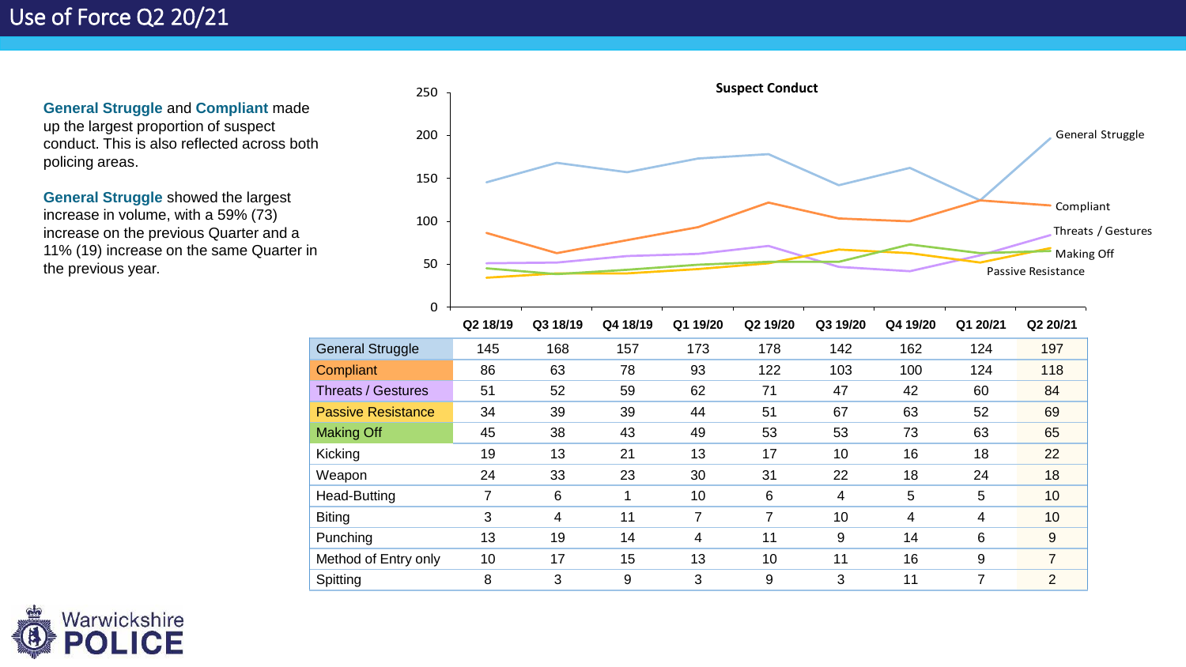# Use of Force Q2 20/21

**General Struggle** and **Compliant** made up the largest proportion of suspect conduct. This is also reflected across both policing areas.

**General Struggle** showed the largest increase in volume, with a 59% (73) increase on the previous Quarter and a 11% (19) increase on the same Quarter in the previous year.

**Suspect Conduct**

| | Q2 18/19 | Q3 18/19 | Q4 18/19 | Q1 19/20 | Q2 19/20 | Q3 19/20 | Q4 19/20 | Q1 20/21 | Q2 20/21 |
|---|---|---|---|---|---|---|---|---|---|
| General Struggle | 145 | 168 | 157 | 173 | 178 | 142 | 162 | 124 | 197 |
| Compliant | 86 | 63 | 78 | 93 | 122 | 103 | 100 | 124 | 118 |
| Threats / Gestures | 51 | 52 | 59 | 62 | 71 | 47 | 42 | 60 | 84 |
| Passive Resistance | 34 | 39 | 39 | 44 | 51 | 67 | 63 | 52 | 69 |
| Making Off | 45 | 38 | 43 | 49 | 53 | 53 | 73 | 63 | 65 |
| Kicking | 19 | 13 | 21 | 13 | 17 | 10 | 16 | 18 | 22 |
| Weapon | 24 | 33 | 23 | 30 | 31 | 22 | 18 | 24 | 18 |
| Head-Butting | 7 | 6 | 1 | 10 | 6 | 4 | 5 | 5 | 10 |
| Biting | 3 | 4 | 11 | 7 | 7 | 10 | 4 | 4 | 10 |
| Punching | 13 | 19 | 14 | 4 | 11 | 9 | 14 | 6 | 9 |
| Method of Entry only | 10 | 17 | 15 | 13 | 10 | 11 | 16 | 9 | 7 |
| Spitting | 8 | 3 | 9 | 3 | 9 | 3 | 11 | 7 | 2 |

Warwickshire POLICE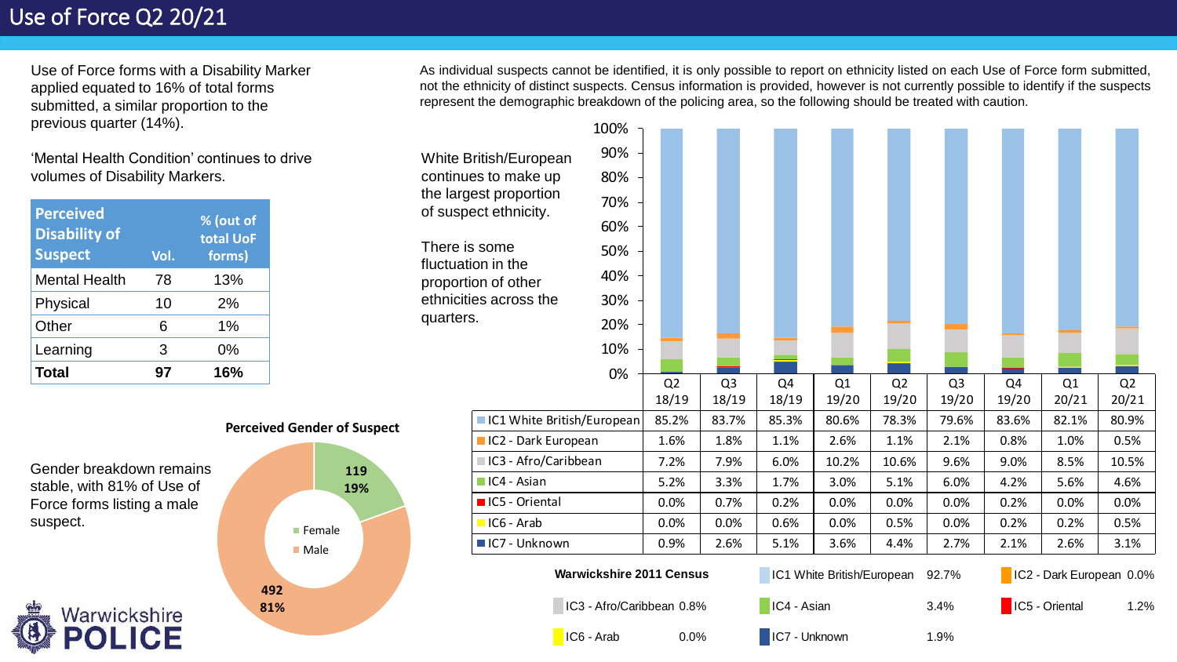# Use of Force Q2 20/21

Use of Force forms with a Disability Marker applied equated to 16% of total forms submitted, a similar proportion to the previous quarter (14%).

'Mental Health Condition' continues to drive volumes of Disability Markers.

| Perceived Disability of Suspect | Vol. | % (out of total UoF forms) |
|---|---|---|
| Mental Health | 78 | 13% |
| Physical | 10 | 2% |
| Other | 6 | 1% |
| Learning | 3 | 0% |
| **Total** | **97** | **16%** |

Gender breakdown remains stable, with 81% of Use of Force forms listing a male suspect.

**Perceived Gender of Suspect**

| Gender | Vol. | % |
|---|---|---|
| Female | 119 | 19% |
| Male | 492 | 81% |

As individual suspects cannot be identified, it is only possible to report on ethnicity listed on each Use of Force form submitted, not the ethnicity of distinct suspects. Census information is provided, however is not currently possible to identify if the suspects represent the demographic breakdown of the policing area, so the following should be treated with caution.

White British/European continues to make up the largest proportion of suspect ethnicity.

There is some fluctuation in the proportion of other ethnicities across the quarters.

| | Q2 18/19 | Q3 18/19 | Q4 18/19 | Q1 19/20 | Q2 19/20 | Q3 19/20 | Q4 19/20 | Q1 20/21 | Q2 20/21 |
|---|---|---|---|---|---|---|---|---|---|
| IC1 White British/European | 85.2% | 83.7% | 85.3% | 80.6% | 78.3% | 79.6% | 83.6% | 82.1% | 80.9% |
| IC2 - Dark European | 1.6% | 1.8% | 1.1% | 2.6% | 1.1% | 2.1% | 0.8% | 1.0% | 0.5% |
| IC3 - Afro/Caribbean | 7.2% | 7.9% | 6.0% | 10.2% | 10.6% | 9.6% | 9.0% | 8.5% | 10.5% |
| IC4 - Asian | 5.2% | 3.3% | 1.7% | 3.0% | 5.1% | 6.0% | 4.2% | 5.6% | 4.6% |
| IC5 - Oriental | 0.0% | 0.7% | 0.2% | 0.0% | 0.0% | 0.0% | 0.2% | 0.0% | 0.0% |
| IC6 - Arab | 0.0% | 0.0% | 0.6% | 0.0% | 0.5% | 0.0% | 0.2% | 0.2% | 0.5% |
| IC7 - Unknown | 0.9% | 2.6% | 5.1% | 3.6% | 4.4% | 2.7% | 2.1% | 2.6% | 3.1% |

**Warwickshire 2011 Census**

| Ethnicity | % |
|---|---|
| IC1 White British/European | 92.7% |
| IC2 - Dark European | 0.0% |
| IC3 - Afro/Caribbean | 0.8% |
| IC4 - Asian | 3.4% |
| IC5 - Oriental | 1.2% |
| IC6 - Arab | 0.0% |
| IC7 - Unknown | 1.9% |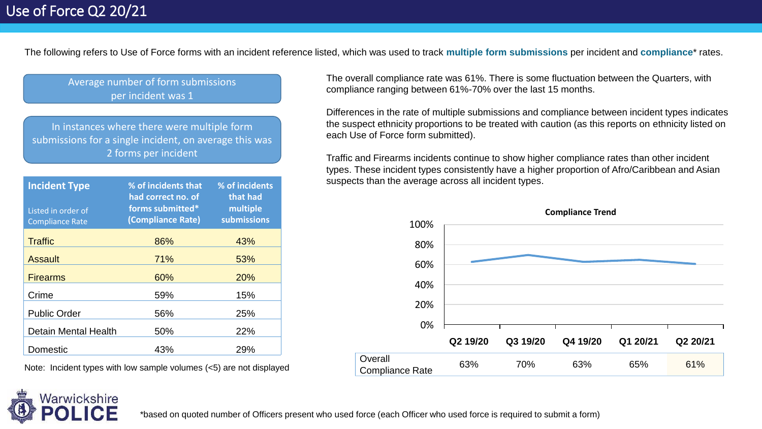# Use of Force Q2 20/21

The following refers to Use of Force forms with an incident reference listed, which was used to track **multiple form submissions** per incident and **compliance*** rates.

Average number of form submissions per incident was 1

In instances where there were multiple form submissions for a single incident, on average this was 2 forms per incident

| Incident Type (Listed in order of Compliance Rate) | % of incidents that had correct no. of forms submitted* (Compliance Rate) | % of incidents that had multiple submissions |
|---|---|---|
| Traffic | 86% | 43% |
| Assault | 71% | 53% |
| Firearms | 60% | 20% |
| Crime | 59% | 15% |
| Public Order | 56% | 25% |
| Detain Mental Health | 50% | 22% |
| Domestic | 43% | 29% |

Note: Incident types with low sample volumes (<5) are not displayed

The overall compliance rate was 61%. There is some fluctuation between the Quarters, with compliance ranging between 61%-70% over the last 15 months.

Differences in the rate of multiple submissions and compliance between incident types indicates the suspect ethnicity proportions to be treated with caution (as this reports on ethnicity listed on each Use of Force form submitted).

Traffic and Firearms incidents continue to show higher compliance rates than other incident types. These incident types consistently have a higher proportion of Afro/Caribbean and Asian suspects than the average across all incident types.

**Compliance Trend**

| | Q2 19/20 | Q3 19/20 | Q4 19/20 | Q1 20/21 | Q2 20/21 |
|---|---|---|---|---|---|
| Overall Compliance Rate | 63% | 70% | 63% | 65% | 61% |

*based on quoted number of Officers present who used force (each Officer who used force is required to submit a form)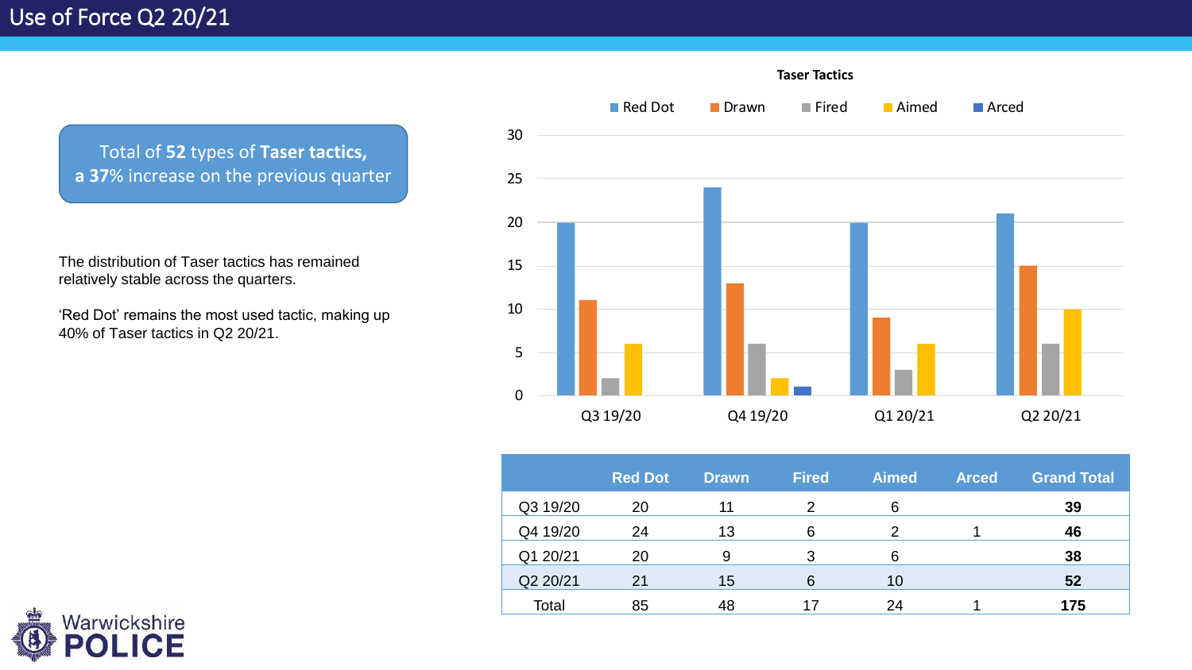# Use of Force Q2 20/21

**Total of 52 types of Taser tactics, a 37% increase on the previous quarter**

The distribution of Taser tactics has remained relatively stable across the quarters.

'Red Dot' remains the most used tactic, making up 40% of Taser tactics in Q2 20/21.

**Taser Tactics**

| | Red Dot | Drawn | Fired | Aimed | Arced | Grand Total |
|---|---|---|---|---|---|---|
| Q3 19/20 | 20 | 11 | 2 | 6 | | **39** |
| Q4 19/20 | 24 | 13 | 6 | 2 | 1 | **46** |
| Q1 20/21 | 20 | 9 | 3 | 6 | | **38** |
| Q2 20/21 | 21 | 15 | 6 | 10 | | **52** |
| Total | 85 | 48 | 17 | 24 | 1 | **175** |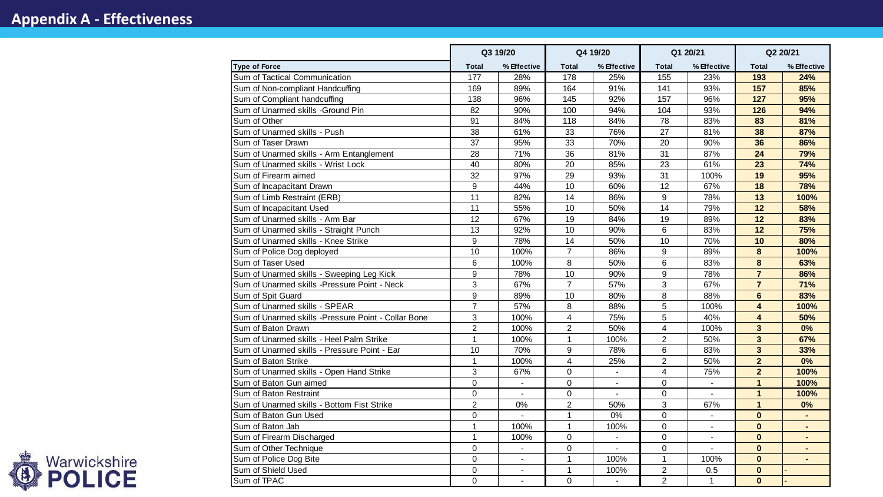## Appendix A - Effectiveness

| | Q3 19/20 | | Q4 19/20 | | Q1 20/21 | | Q2 20/21 | |
|---|---|---|---|---|---|---|---|---|
| **Type of Force** | **Total** | **% Effective** | **Total** | **% Effective** | **Total** | **% Effective** | **Total** | **% Effective** |
| Sum of Tactical Communication | 177 | 28% | 178 | 25% | 155 | 23% | **193** | **24%** |
| Sum of Non-compliant Handcuffing | 169 | 89% | 164 | 91% | 141 | 93% | **157** | **85%** |
| Sum of Compliant handcuffing | 138 | 96% | 145 | 92% | 157 | 96% | **127** | **95%** |
| Sum of Unarmed skills -Ground Pin | 82 | 90% | 100 | 94% | 104 | 93% | **126** | **94%** |
| Sum of Other | 91 | 84% | 118 | 84% | 78 | 83% | **83** | **81%** |
| Sum of Unarmed skills - Push | 38 | 61% | 33 | 76% | 27 | 81% | **38** | **87%** |
| Sum of Taser Drawn | 37 | 95% | 33 | 70% | 20 | 90% | **36** | **86%** |
| Sum of Unarmed skills - Arm Entanglement | 28 | 71% | 36 | 81% | 31 | 87% | **24** | **79%** |
| Sum of Unarmed skills - Wrist Lock | 40 | 80% | 20 | 85% | 23 | 61% | **23** | **74%** |
| Sum of Firearm aimed | 32 | 97% | 29 | 93% | 31 | 100% | **19** | **95%** |
| Sum of Incapacitant Drawn | 9 | 44% | 10 | 60% | 12 | 67% | **18** | **78%** |
| Sum of Limb Restraint (ERB) | 11 | 82% | 14 | 86% | 9 | 78% | **13** | **100%** |
| Sum of Incapacitant Used | 11 | 55% | 10 | 50% | 14 | 79% | **12** | **58%** |
| Sum of Unarmed skills - Arm Bar | 12 | 67% | 19 | 84% | 19 | 89% | **12** | **83%** |
| Sum of Unarmed skills - Straight Punch | 13 | 92% | 10 | 90% | 6 | 83% | **12** | **75%** |
| Sum of Unarmed skills - Knee Strike | 9 | 78% | 14 | 50% | 10 | 70% | **10** | **80%** |
| Sum of Police Dog deployed | 10 | 100% | 7 | 86% | 9 | 89% | **8** | **100%** |
| Sum of Taser Used | 6 | 100% | 8 | 50% | 6 | 83% | **8** | **63%** |
| Sum of Unarmed skills - Sweeping Leg Kick | 9 | 78% | 10 | 90% | 9 | 78% | **7** | **86%** |
| Sum of Unarmed skills -Pressure Point - Neck | 3 | 67% | 7 | 57% | 3 | 67% | **7** | **71%** |
| Sum of Spit Guard | 9 | 89% | 10 | 80% | 8 | 88% | **6** | **83%** |
| Sum of Unarmed skills - SPEAR | 7 | 57% | 8 | 88% | 5 | 100% | **4** | **100%** |
| Sum of Unarmed skills -Pressure Point - Collar Bone | 3 | 100% | 4 | 75% | 5 | 40% | **4** | **50%** |
| Sum of Baton Drawn | 2 | 100% | 2 | 50% | 4 | 100% | **3** | **0%** |
| Sum of Unarmed skills - Heel Palm Strike | 1 | 100% | 1 | 100% | 2 | 50% | **3** | **67%** |
| Sum of Unarmed skills - Pressure Point - Ear | 10 | 70% | 9 | 78% | 6 | 83% | **3** | **33%** |
| Sum of Baton Strike | 1 | 100% | 4 | 25% | 2 | 50% | **2** | **0%** |
| Sum of Unarmed skills - Open Hand Strike | 3 | 67% | 0 | - | 4 | 75% | **2** | **100%** |
| Sum of Baton Gun aimed | 0 | - | 0 | - | 0 | - | **1** | **100%** |
| Sum of Baton Restraint | 0 | - | 0 | - | 0 | - | **1** | **100%** |
| Sum of Unarmed skills - Bottom Fist Strike | 2 | 0% | 2 | 50% | 3 | 67% | **1** | **0%** |
| Sum of Baton Gun Used | 0 | - | 1 | 0% | 0 | - | **0** | **-** |
| Sum of Baton Jab | 1 | 100% | 1 | 100% | 0 | - | **0** | **-** |
| Sum of Firearm Discharged | 1 | 100% | 0 | - | 0 | - | **0** | **-** |
| Sum of Other Technique | 0 | - | 0 | - | 0 | - | **0** | **-** |
| Sum of Police Dog Bite | 0 | - | 1 | 100% | 1 | 100% | **0** | **-** |
| Sum of Shield Used | 0 | - | 1 | 100% | 2 | 0.5 | **0** | - |
| Sum of TPAC | 0 | - | 0 | - | 2 | 1 | **0** | - |

Warwickshire POLICE